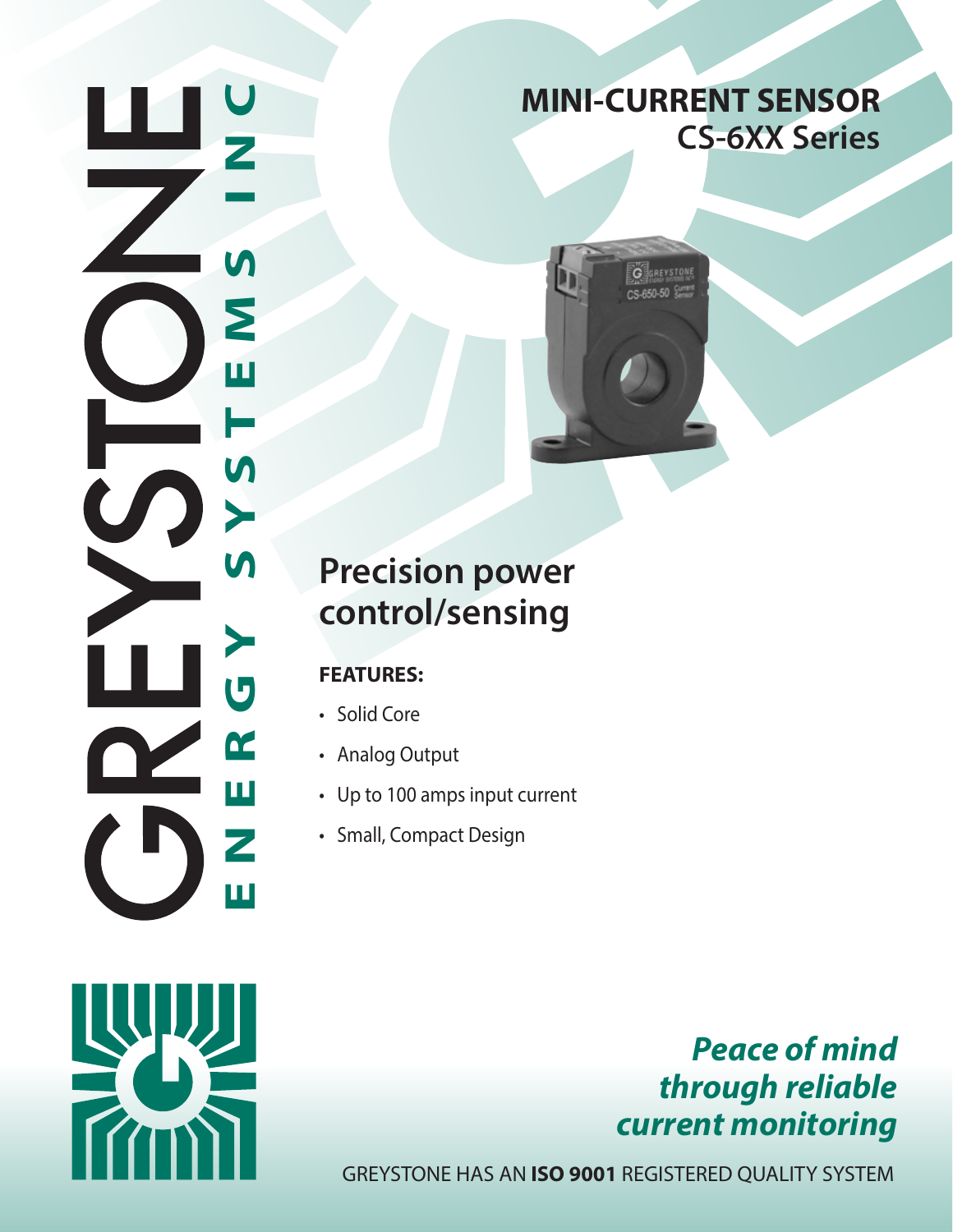GREYSTONE

ENERGY SYSTEMS INC

# MINI-CURRENT SENSOR
## CS-6XX Series

## Precision power control/sensing

**FEATURES:**

- Solid Core
- Analog Output
- Up to 100 amps input current
- Small, Compact Design

***Peace of mind through reliable current monitoring***

GREYSTONE HAS AN **ISO 9001** REGISTERED QUALITY SYSTEM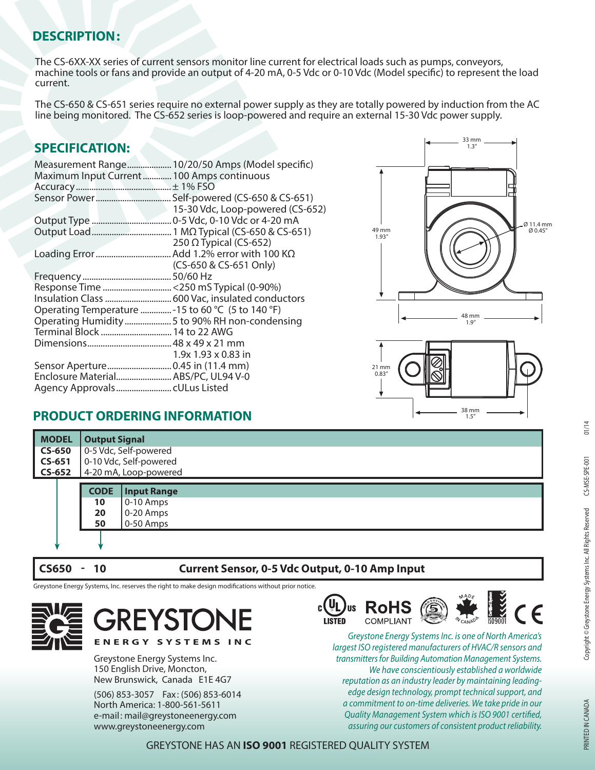## DESCRIPTION:

The CS-6XX-XX series of current sensors monitor line current for electrical loads such as pumps, conveyors, machine tools or fans and provide an output of 4-20 mA, 0-5 Vdc or 0-10 Vdc (Model specific) to represent the load current.

The CS-650 & CS-651 series require no external power supply as they are totally powered by induction from the AC line being monitored. The CS-652 series is loop-powered and require an external 15-30 Vdc power supply.

## SPECIFICATION:

| | |
|---|---|
| Measurement Range | 10/20/50 Amps (Model specific) |
| Maximum Input Current | 100 Amps continuous |
| Accuracy | ± 1% FSO |
| Sensor Power | Self-powered (CS-650 & CS-651)<br>15-30 Vdc, Loop-powered (CS-652) |
| Output Type | 0-5 Vdc, 0-10 Vdc or 4-20 mA |
| Output Load | 1 MΩ Typical (CS-650 & CS-651)<br>250 Ω Typical (CS-652) |
| Loading Error | Add 1.2% error with 100 KΩ<br>(CS-650 & CS-651 Only) |
| Frequency | 50/60 Hz |
| Response Time | <250 mS Typical (0-90%) |
| Insulation Class | 600 Vac, insulated conductors |
| Operating Temperature | -15 to 60 °C (5 to 140 °F) |
| Operating Humidity | 5 to 90% RH non-condensing |
| Terminal Block | 14 to 22 AWG |
| Dimensions | 48 x 49 x 21 mm<br>1.9x 1.93 x 0.83 in |
| Sensor Aperture | 0.45 in (11.4 mm) |
| Enclosure Material | ABS/PC, UL94 V-0 |
| Agency Approvals | cULus Listed |

33 mm
1.3"

49 mm
1.93"

Ø 11.4 mm
Ø 0.45"

48 mm
1.9"

21 mm
0.83"

38 mm
1.5"

## PRODUCT ORDERING INFORMATION

| MODEL | Output Signal |
|---|---|
| CS-650 | 0-5 Vdc, Self-powered |
| CS-651 | 0-10 Vdc, Self-powered |
| CS-652 | 4-20 mA, Loop-powered |

| CODE | Input Range |
|---|---|
| 10 | 0-10 Amps |
| 20 | 0-20 Amps |
| 50 | 0-50 Amps |

**CS650 - 10** **Current Sensor, 0-5 Vdc Output, 0-10 Amp Input**

Greystone Energy Systems, Inc. reserves the right to make design modifications without prior notice.

GREYSTONE
ENERGY SYSTEMS INC

Greystone Energy Systems Inc.
150 English Drive, Moncton,
New Brunswick, Canada E1E 4G7

(506) 853-3057 Fax: (506) 853-6014
North America: 1-800-561-5611
e-mail: mail@greystoneenergy.com
www.greystoneenergy.com

c UL us LISTED RoHS COMPLIANT MADE IN CANADA ISO9001 CE

*Greystone Energy Systems Inc. is one of North America's largest ISO registered manufacturers of HVAC/R sensors and transmitters for Building Automation Management Systems. We have conscientiously established a worldwide reputation as an industry leader by maintaining leading-edge design technology, prompt technical support, and a commitment to on-time deliveries. We take pride in our Quality Management System which is ISO 9001 certified, assuring our customers of consistent product reliability.*

GREYSTONE HAS AN **ISO 9001** REGISTERED QUALITY SYSTEM

PRINTED IN CANADA Copyright © Greystone Energy Systems Inc. All Rights Reserved CS-MSE-SPE-001 01/14